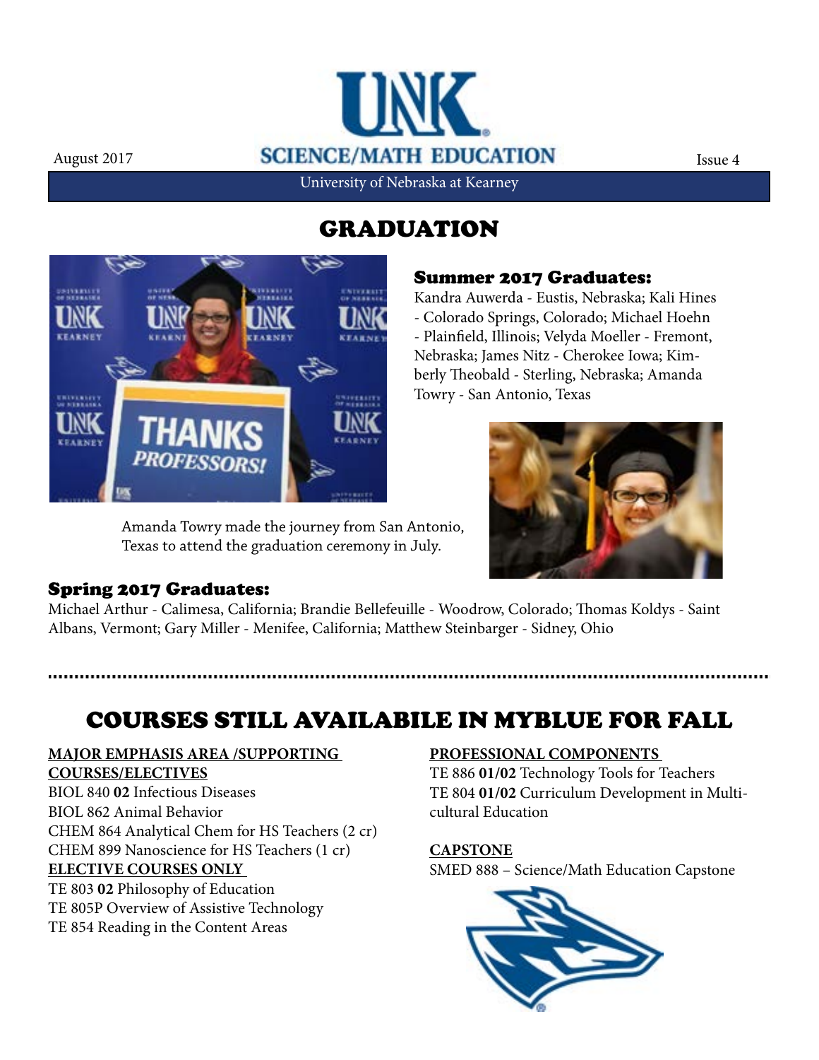August 2017

# UNK SCIENCE/MATH EDUCATION

Issue 4

University of Nebraska at Kearney

## GRADUATION

### Summer 2017 Graduates:

Kandra Auwerda - Eustis, Nebraska; Kali Hines - Colorado Springs, Colorado; Michael Hoehn - Plainfield, Illinois; Velyda Moeller - Fremont, Nebraska; James Nitz - Cherokee Iowa; Kimberly Theobald - Sterling, Nebraska; Amanda Towry - San Antonio, Texas

Amanda Towry made the journey from San Antonio, Texas to attend the graduation ceremony in July.

### Spring 2017 Graduates:

Michael Arthur - Calimesa, California; Brandie Bellefeuille - Woodrow, Colorado; Thomas Koldys - Saint Albans, Vermont; Gary Miller - Menifee, California; Matthew Steinbarger - Sidney, Ohio

## COURSES STILL AVAILABILE IN MYBLUE FOR FALL

**MAJOR EMPHASIS AREA /SUPPORTING COURSES/ELECTIVES**

BIOL 840 **02** Infectious Diseases
BIOL 862 Animal Behavior
CHEM 864 Analytical Chem for HS Teachers (2 cr)
CHEM 899 Nanoscience for HS Teachers (1 cr)

**ELECTIVE COURSES ONLY**

TE 803 **02** Philosophy of Education
TE 805P Overview of Assistive Technology
TE 854 Reading in the Content Areas

**PROFESSIONAL COMPONENTS**

TE 886 **01/02** Technology Tools for Teachers
TE 804 **01/02** Curriculum Development in Multicultural Education

**CAPSTONE**

SMED 888 – Science/Math Education Capstone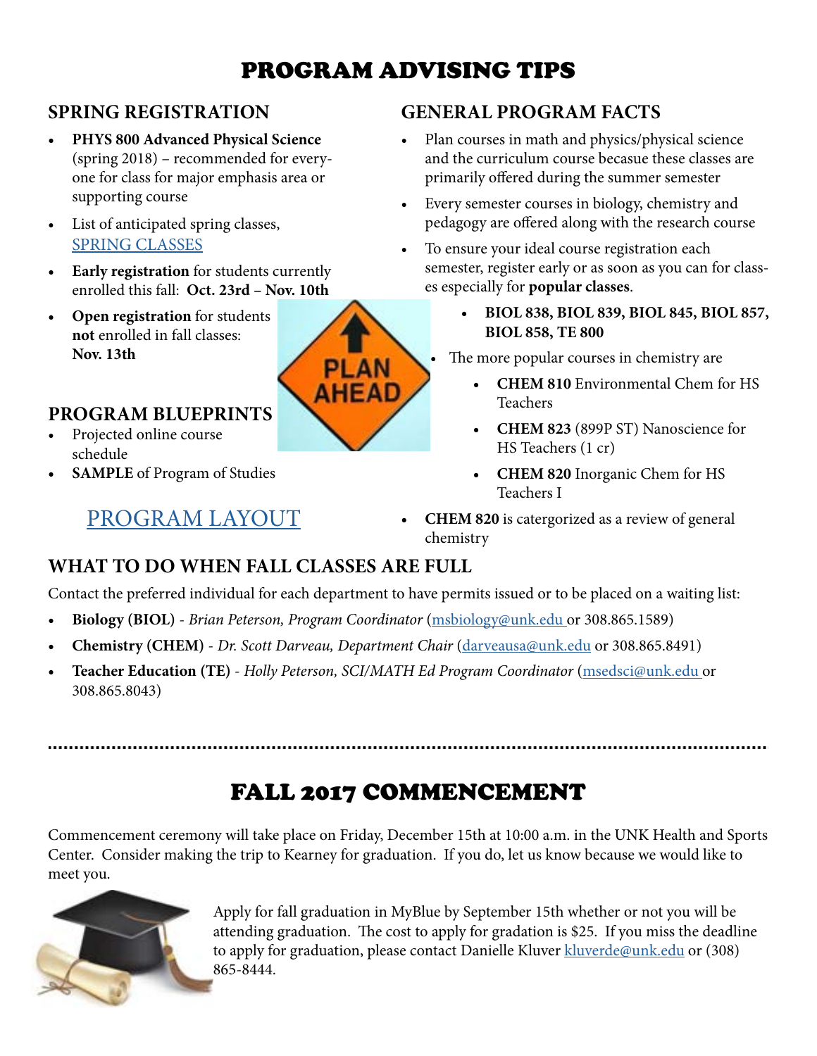# PROGRAM ADVISING TIPS

## SPRING REGISTRATION

- **PHYS 800 Advanced Physical Science** (spring 2018) – recommended for everyone for class for major emphasis area or supporting course
- List of anticipated spring classes, SPRING CLASSES
- **Early registration** for students currently enrolled this fall: **Oct. 23rd – Nov. 10th**
- **Open registration** for students **not** enrolled in fall classes: **Nov. 13th**

## PROGRAM BLUEPRINTS

- Projected online course schedule
- **SAMPLE** of Program of Studies

PROGRAM LAYOUT

## GENERAL PROGRAM FACTS

- Plan courses in math and physics/physical science and the curriculum course becasue these classes are primarily offered during the summer semester
- Every semester courses in biology, chemistry and pedagogy are offered along with the research course
- To ensure your ideal course registration each semester, register early or as soon as you can for classes especially for **popular classes**.
  - **BIOL 838, BIOL 839, BIOL 845, BIOL 857, BIOL 858, TE 800**
- The more popular courses in chemistry are
  - **CHEM 810** Environmental Chem for HS Teachers
  - **CHEM 823** (899P ST) Nanoscience for HS Teachers (1 cr)
  - **CHEM 820** Inorganic Chem for HS Teachers I
- **CHEM 820** is catergorized as a review of general chemistry

## WHAT TO DO WHEN FALL CLASSES ARE FULL

Contact the preferred individual for each department to have permits issued or to be placed on a waiting list:

- **Biology (BIOL)** - *Brian Peterson, Program Coordinator* (msbiology@unk.edu or 308.865.1589)
- **Chemistry (CHEM)** - *Dr. Scott Darveau, Department Chair* (darveausa@unk.edu or 308.865.8491)
- **Teacher Education (TE)** - *Holly Peterson, SCI/MATH Ed Program Coordinator* (msedsci@unk.edu or 308.865.8043)

# FALL 2017 COMMENCEMENT

Commencement ceremony will take place on Friday, December 15th at 10:00 a.m. in the UNK Health and Sports Center. Consider making the trip to Kearney for graduation. If you do, let us know because we would like to meet you.

Apply for fall graduation in MyBlue by September 15th whether or not you will be attending graduation. The cost to apply for gradation is $25. If you miss the deadline to apply for graduation, please contact Danielle Kluver kluverde@unk.edu or (308) 865-8444.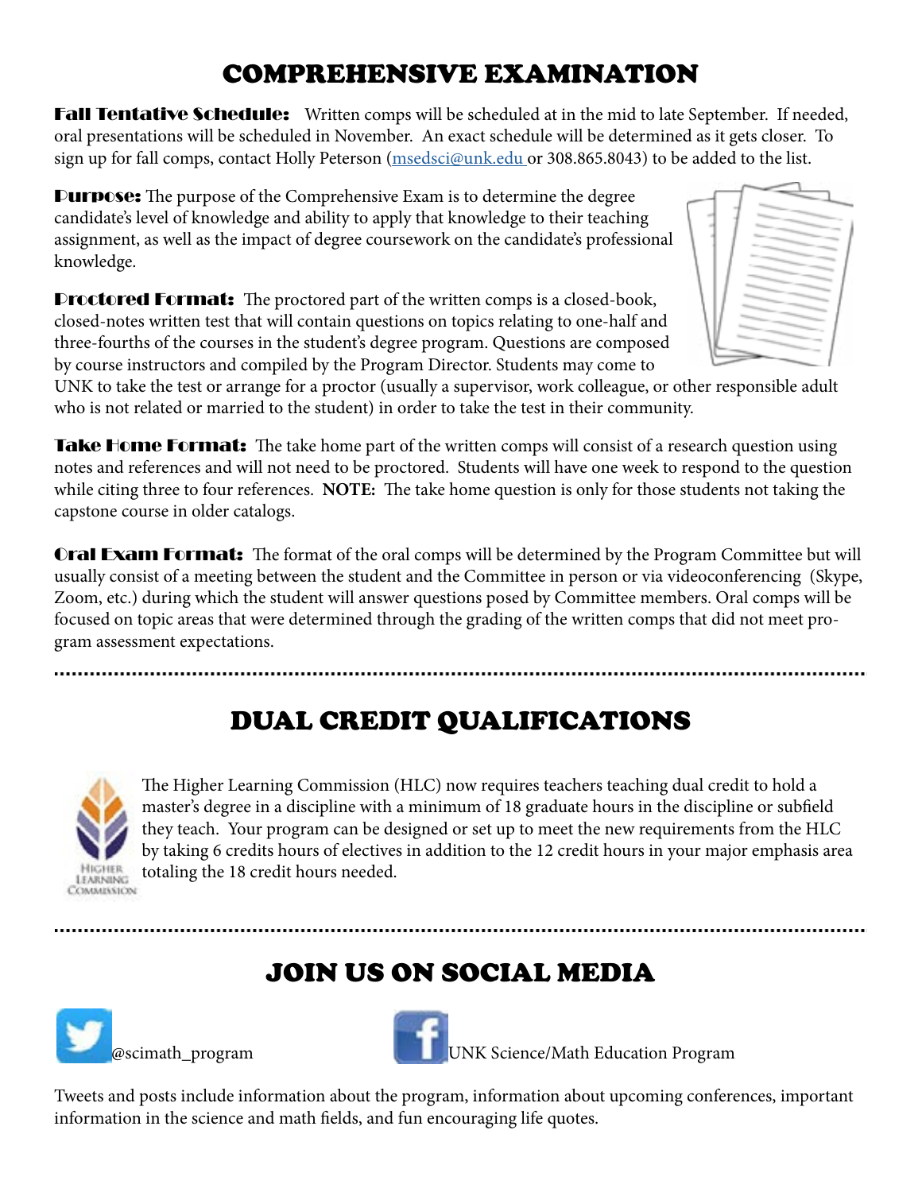# COMPREHENSIVE EXAMINATION

**Fall Tentative Schedule:** Written comps will be scheduled at in the mid to late September. If needed, oral presentations will be scheduled in November. An exact schedule will be determined as it gets closer. To sign up for fall comps, contact Holly Peterson (msedsci@unk.edu or 308.865.8043) to be added to the list.

**Purpose:** The purpose of the Comprehensive Exam is to determine the degree candidate's level of knowledge and ability to apply that knowledge to their teaching assignment, as well as the impact of degree coursework on the candidate's professional knowledge.

**Proctored Format:** The proctored part of the written comps is a closed-book, closed-notes written test that will contain questions on topics relating to one-half and three-fourths of the courses in the student's degree program. Questions are composed by course instructors and compiled by the Program Director. Students may come to UNK to take the test or arrange for a proctor (usually a supervisor, work colleague, or other responsible adult who is not related or married to the student) in order to take the test in their community.

**Take Home Format:** The take home part of the written comps will consist of a research question using notes and references and will not need to be proctored. Students will have one week to respond to the question while citing three to four references. **NOTE:** The take home question is only for those students not taking the capstone course in older catalogs.

**Oral Exam Format:** The format of the oral comps will be determined by the Program Committee but will usually consist of a meeting between the student and the Committee in person or via videoconferencing (Skype, Zoom, etc.) during which the student will answer questions posed by Committee members. Oral comps will be focused on topic areas that were determined through the grading of the written comps that did not meet program assessment expectations.

# DUAL CREDIT QUALIFICATIONS

The Higher Learning Commission (HLC) now requires teachers teaching dual credit to hold a master's degree in a discipline with a minimum of 18 graduate hours in the discipline or subfield they teach. Your program can be designed or set up to meet the new requirements from the HLC by taking 6 credits hours of electives in addition to the 12 credit hours in your major emphasis area totaling the 18 credit hours needed.

# JOIN US ON SOCIAL MEDIA

@scimath_program

UNK Science/Math Education Program

Tweets and posts include information about the program, information about upcoming conferences, important information in the science and math fields, and fun encouraging life quotes.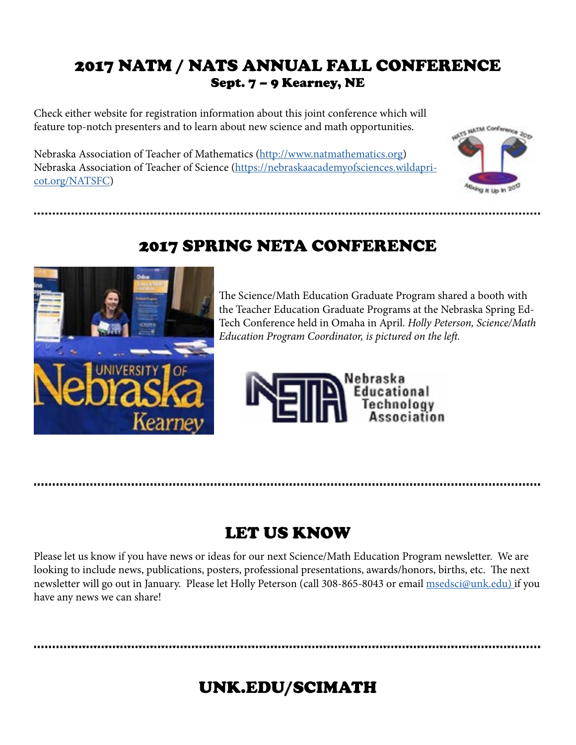## 2017 NATM / NATS ANNUAL FALL CONFERENCE
### Sept. 7 – 9 Kearney, NE

Check either website for registration information about this joint conference which will feature top-notch presenters and to learn about new science and math opportunities.

Nebraska Association of Teacher of Mathematics (http://www.natmathematics.org)
Nebraska Association of Teacher of Science (https://nebraskaacademyofsciences.wildapricot.org/NATSFC)

## 2017 SPRING NETA CONFERENCE

The Science/Math Education Graduate Program shared a booth with the Teacher Education Graduate Programs at the Nebraska Spring Ed-Tech Conference held in Omaha in April. *Holly Peterson, Science/Math Education Program Coordinator, is pictured on the left.*

## LET US KNOW

Please let us know if you have news or ideas for our next Science/Math Education Program newsletter. We are looking to include news, publications, posters, professional presentations, awards/honors, births, etc. The next newsletter will go out in January. Please let Holly Peterson (call 308-865-8043 or email msedsci@unk.edu) if you have any news we can share!

## UNK.EDU/SCIMATH